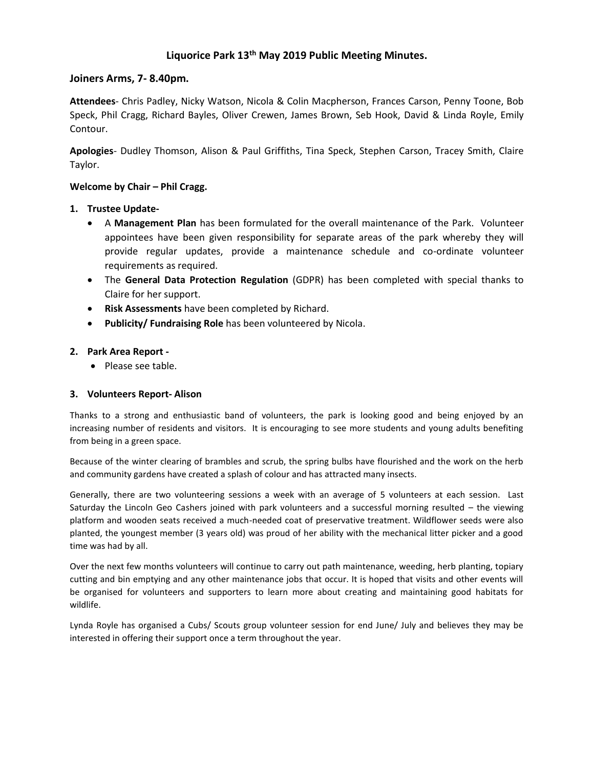# Liquorice Park 13th May 2019 Public Meeting Minutes.

## Joiners Arms, 7- 8.40pm.

**Attendees**- Chris Padley, Nicky Watson, Nicola & Colin Macpherson, Frances Carson, Penny Toone, Bob Speck, Phil Cragg, Richard Bayles, Oliver Crewen, James Brown, Seb Hook, David & Linda Royle, Emily Contour.

**Apologies**- Dudley Thomson, Alison & Paul Griffiths, Tina Speck, Stephen Carson, Tracey Smith, Claire Taylor.

**Welcome by Chair – Phil Cragg.**

1. **Trustee Update-**
   - A **Management Plan** has been formulated for the overall maintenance of the Park. Volunteer appointees have been given responsibility for separate areas of the park whereby they will provide regular updates, provide a maintenance schedule and co-ordinate volunteer requirements as required.
   - The **General Data Protection Regulation** (GDPR) has been completed with special thanks to Claire for her support.
   - **Risk Assessments** have been completed by Richard.
   - **Publicity/ Fundraising Role** has been volunteered by Nicola.

2. **Park Area Report -**
   - Please see table.

3. **Volunteers Report- Alison**

Thanks to a strong and enthusiastic band of volunteers, the park is looking good and being enjoyed by an increasing number of residents and visitors. It is encouraging to see more students and young adults benefiting from being in a green space.

Because of the winter clearing of brambles and scrub, the spring bulbs have flourished and the work on the herb and community gardens have created a splash of colour and has attracted many insects.

Generally, there are two volunteering sessions a week with an average of 5 volunteers at each session. Last Saturday the Lincoln Geo Cashers joined with park volunteers and a successful morning resulted – the viewing platform and wooden seats received a much-needed coat of preservative treatment. Wildflower seeds were also planted, the youngest member (3 years old) was proud of her ability with the mechanical litter picker and a good time was had by all.

Over the next few months volunteers will continue to carry out path maintenance, weeding, herb planting, topiary cutting and bin emptying and any other maintenance jobs that occur. It is hoped that visits and other events will be organised for volunteers and supporters to learn more about creating and maintaining good habitats for wildlife.

Lynda Royle has organised a Cubs/ Scouts group volunteer session for end June/ July and believes they may be interested in offering their support once a term throughout the year.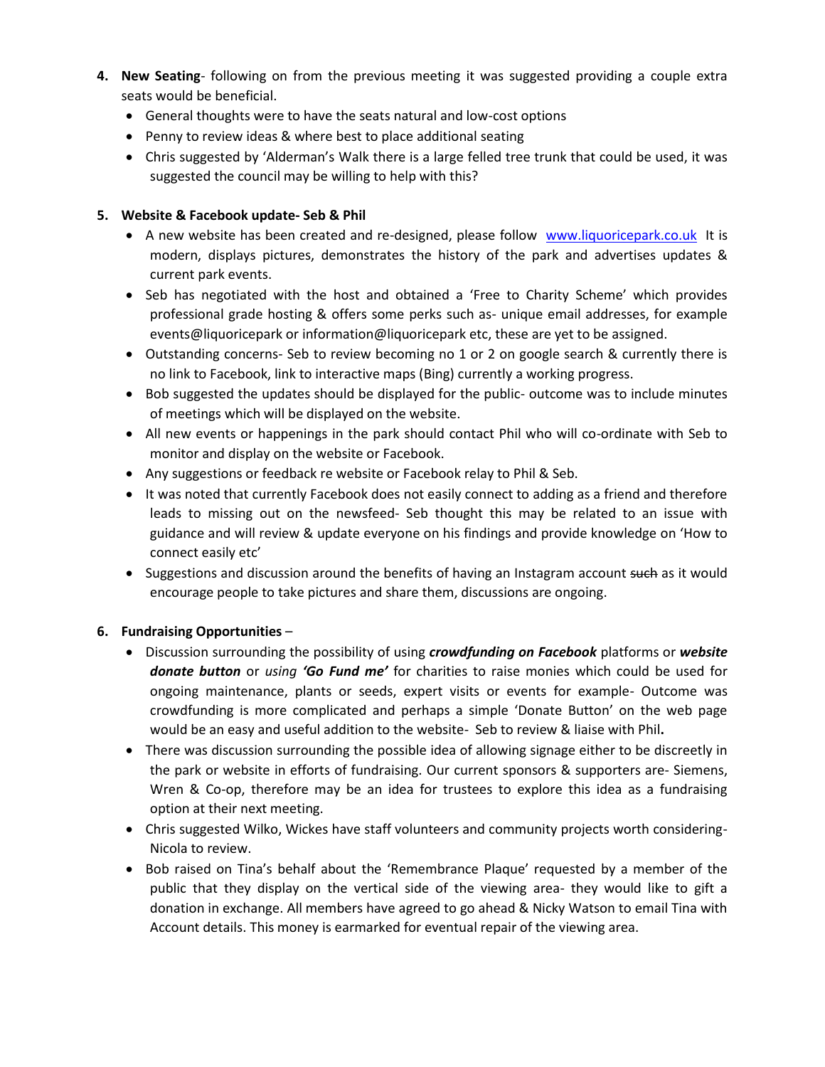4. **New Seating**- following on from the previous meeting it was suggested providing a couple extra seats would be beneficial.
   - General thoughts were to have the seats natural and low-cost options
   - Penny to review ideas & where best to place additional seating
   - Chris suggested by 'Alderman's Walk there is a large felled tree trunk that could be used, it was suggested the council may be willing to help with this?

5. **Website & Facebook update- Seb & Phil**
   - A new website has been created and re-designed, please follow [www.liquoricepark.co.uk](http://www.liquoricepark.co.uk) It is modern, displays pictures, demonstrates the history of the park and advertises updates & current park events.
   - Seb has negotiated with the host and obtained a 'Free to Charity Scheme' which provides professional grade hosting & offers some perks such as- unique email addresses, for example events@liquoricepark or information@liquoricepark etc, these are yet to be assigned.
   - Outstanding concerns- Seb to review becoming no 1 or 2 on google search & currently there is no link to Facebook, link to interactive maps (Bing) currently a working progress.
   - Bob suggested the updates should be displayed for the public- outcome was to include minutes of meetings which will be displayed on the website.
   - All new events or happenings in the park should contact Phil who will co-ordinate with Seb to monitor and display on the website or Facebook.
   - Any suggestions or feedback re website or Facebook relay to Phil & Seb.
   - It was noted that currently Facebook does not easily connect to adding as a friend and therefore leads to missing out on the newsfeed- Seb thought this may be related to an issue with guidance and will review & update everyone on his findings and provide knowledge on 'How to connect easily etc'
   - Suggestions and discussion around the benefits of having an Instagram account ~~such~~ as it would encourage people to take pictures and share them, discussions are ongoing.

6. **Fundraising Opportunities** –
   - Discussion surrounding the possibility of using ***crowdfunding on Facebook*** platforms or ***website donate button*** or *using* ***'Go Fund me'*** for charities to raise monies which could be used for ongoing maintenance, plants or seeds, expert visits or events for example- Outcome was crowdfunding is more complicated and perhaps a simple 'Donate Button' on the web page would be an easy and useful addition to the website- Seb to review & liaise with Phil**.**
   - There was discussion surrounding the possible idea of allowing signage either to be discreetly in the park or website in efforts of fundraising. Our current sponsors & supporters are- Siemens, Wren & Co-op, therefore may be an idea for trustees to explore this idea as a fundraising option at their next meeting.
   - Chris suggested Wilko, Wickes have staff volunteers and community projects worth considering- Nicola to review.
   - Bob raised on Tina's behalf about the 'Remembrance Plaque' requested by a member of the public that they display on the vertical side of the viewing area- they would like to gift a donation in exchange. All members have agreed to go ahead & Nicky Watson to email Tina with Account details. This money is earmarked for eventual repair of the viewing area.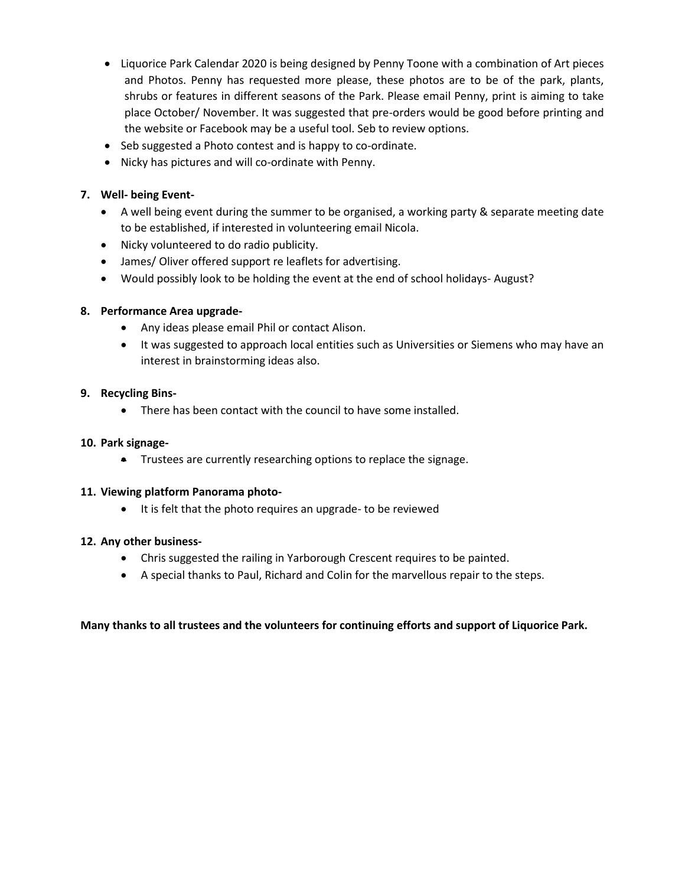- Liquorice Park Calendar 2020 is being designed by Penny Toone with a combination of Art pieces and Photos. Penny has requested more please, these photos are to be of the park, plants, shrubs or features in different seasons of the Park. Please email Penny, print is aiming to take place October/ November. It was suggested that pre-orders would be good before printing and the website or Facebook may be a useful tool. Seb to review options.
- Seb suggested a Photo contest and is happy to co-ordinate.
- Nicky has pictures and will co-ordinate with Penny.

**7. Well- being Event-**

- A well being event during the summer to be organised, a working party & separate meeting date to be established, if interested in volunteering email Nicola.
- Nicky volunteered to do radio publicity.
- James/ Oliver offered support re leaflets for advertising.
- Would possibly look to be holding the event at the end of school holidays- August?

**8. Performance Area upgrade-**

- Any ideas please email Phil or contact Alison.
- It was suggested to approach local entities such as Universities or Siemens who may have an interest in brainstorming ideas also.

**9. Recycling Bins-**

- There has been contact with the council to have some installed.

**10. Park signage-**

- Trustees are currently researching options to replace the signage.

**11. Viewing platform Panorama photo-**

- It is felt that the photo requires an upgrade- to be reviewed

**12. Any other business-**

- Chris suggested the railing in Yarborough Crescent requires to be painted.
- A special thanks to Paul, Richard and Colin for the marvellous repair to the steps.

**Many thanks to all trustees and the volunteers for continuing efforts and support of Liquorice Park.**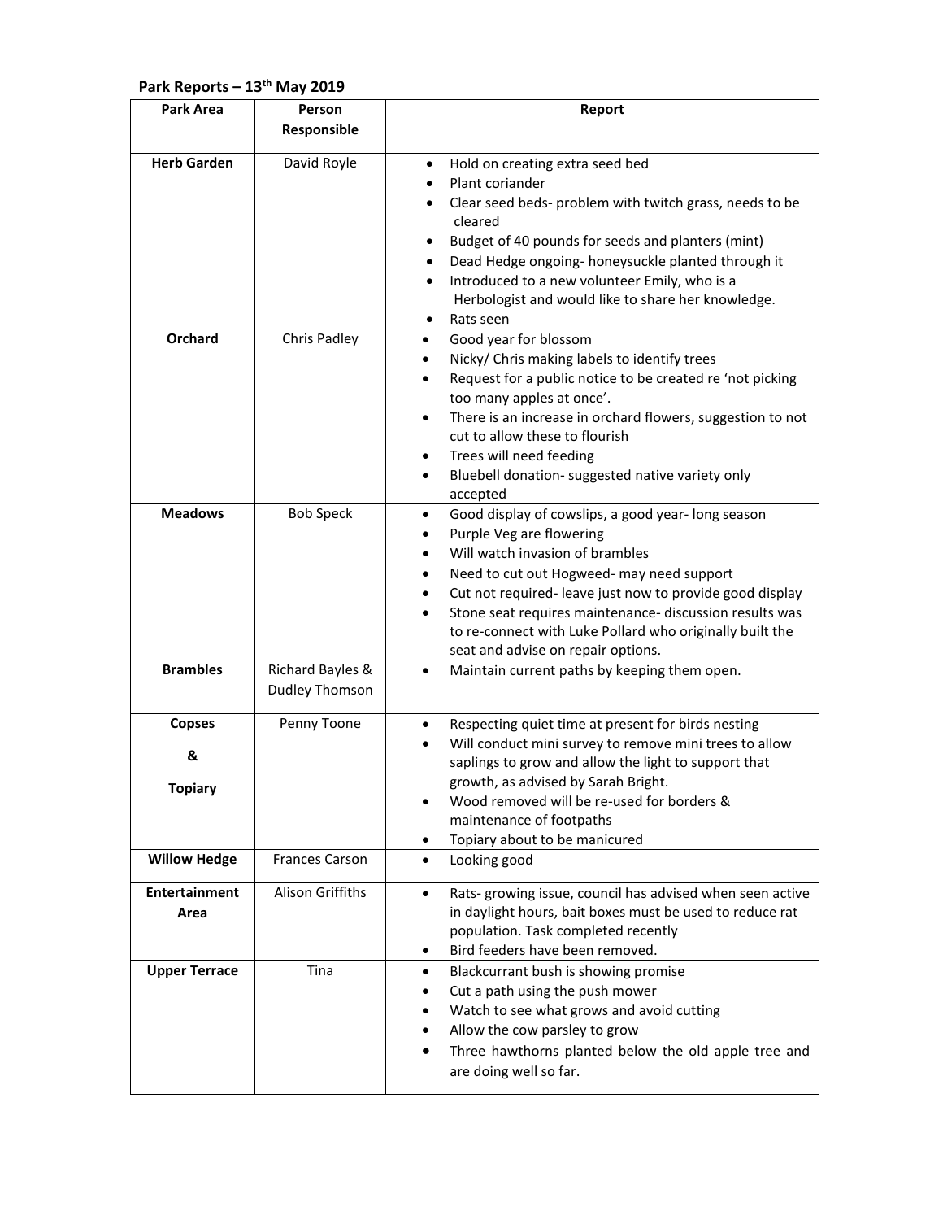**Park Reports – 13th May 2019**

| Park Area | Person Responsible | Report |
|---|---|---|
| **Herb Garden** | David Royle | • Hold on creating extra seed bed<br>• Plant coriander<br>• Clear seed beds- problem with twitch grass, needs to be cleared<br>• Budget of 40 pounds for seeds and planters (mint)<br>• Dead Hedge ongoing- honeysuckle planted through it<br>• Introduced to a new volunteer Emily, who is a Herbologist and would like to share her knowledge.<br>• Rats seen |
| **Orchard** | Chris Padley | • Good year for blossom<br>• Nicky/ Chris making labels to identify trees<br>• Request for a public notice to be created re 'not picking too many apples at once'.<br>• There is an increase in orchard flowers, suggestion to not cut to allow these to flourish<br>• Trees will need feeding<br>• Bluebell donation- suggested native variety only accepted |
| **Meadows** | Bob Speck | • Good display of cowslips, a good year- long season<br>• Purple Veg are flowering<br>• Will watch invasion of brambles<br>• Need to cut out Hogweed- may need support<br>• Cut not required- leave just now to provide good display<br>• Stone seat requires maintenance- discussion results was to re-connect with Luke Pollard who originally built the seat and advise on repair options. |
| **Brambles** | Richard Bayles & Dudley Thomson | • Maintain current paths by keeping them open. |
| **Copses & Topiary** | Penny Toone | • Respecting quiet time at present for birds nesting<br>• Will conduct mini survey to remove mini trees to allow saplings to grow and allow the light to support that growth, as advised by Sarah Bright.<br>• Wood removed will be re-used for borders & maintenance of footpaths<br>• Topiary about to be manicured |
| **Willow Hedge** | Frances Carson | • Looking good |
| **Entertainment Area** | Alison Griffiths | • Rats- growing issue, council has advised when seen active in daylight hours, bait boxes must be used to reduce rat population. Task completed recently<br>• Bird feeders have been removed. |
| **Upper Terrace** | Tina | • Blackcurrant bush is showing promise<br>• Cut a path using the push mower<br>• Watch to see what grows and avoid cutting<br>• Allow the cow parsley to grow<br>• Three hawthorns planted below the old apple tree and are doing well so far. |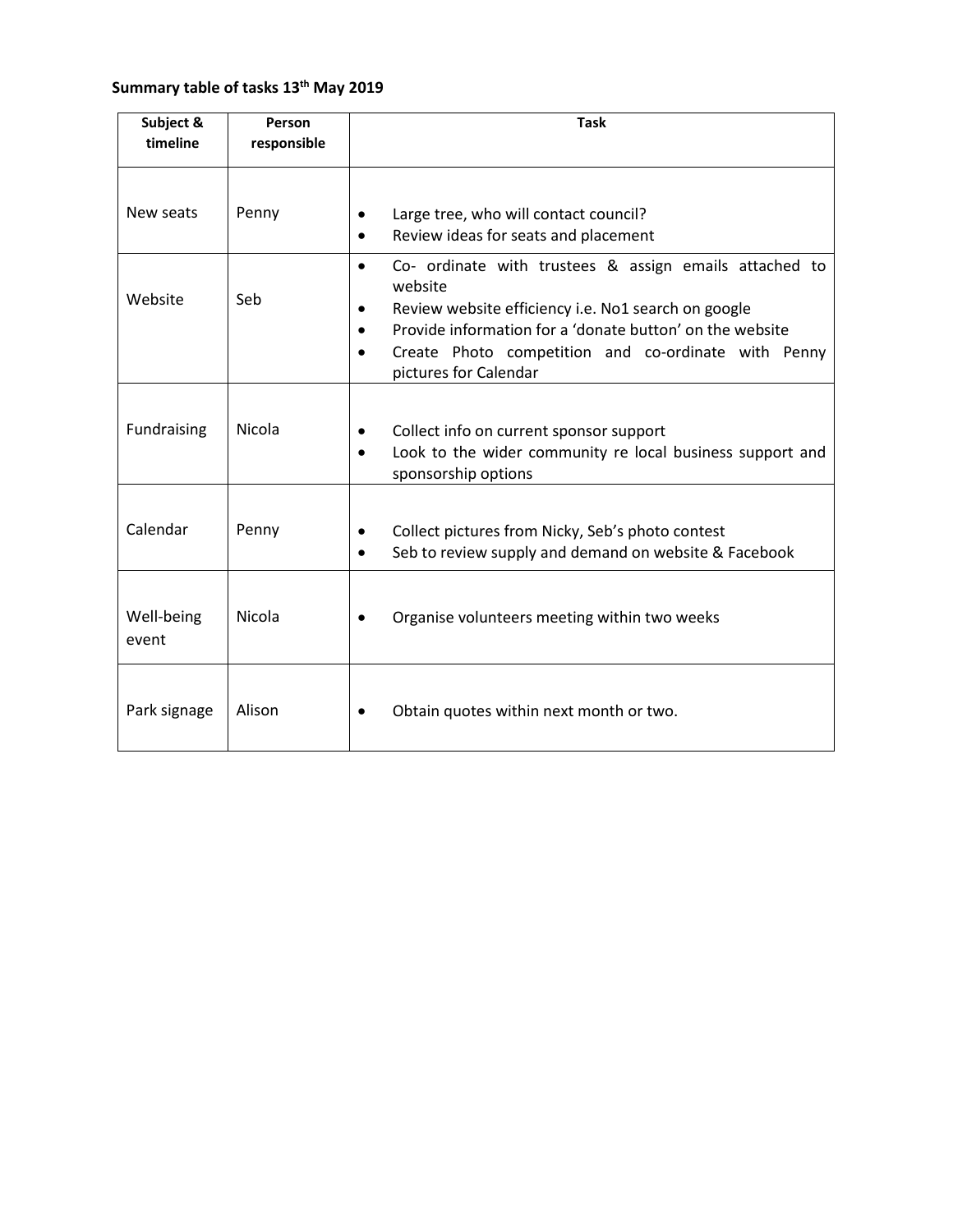**Summary table of tasks 13th May 2019**

| Subject & timeline | Person responsible | Task |
| --- | --- | --- |
| New seats | Penny | • Large tree, who will contact council?<br>• Review ideas for seats and placement |
| Website | Seb | • Co- ordinate with trustees & assign emails attached to website<br>• Review website efficiency i.e. No1 search on google<br>• Provide information for a 'donate button' on the website<br>• Create Photo competition and co-ordinate with Penny pictures for Calendar |
| Fundraising | Nicola | • Collect info on current sponsor support<br>• Look to the wider community re local business support and sponsorship options |
| Calendar | Penny | • Collect pictures from Nicky, Seb's photo contest<br>• Seb to review supply and demand on website & Facebook |
| Well-being event | Nicola | • Organise volunteers meeting within two weeks |
| Park signage | Alison | • Obtain quotes within next month or two. |